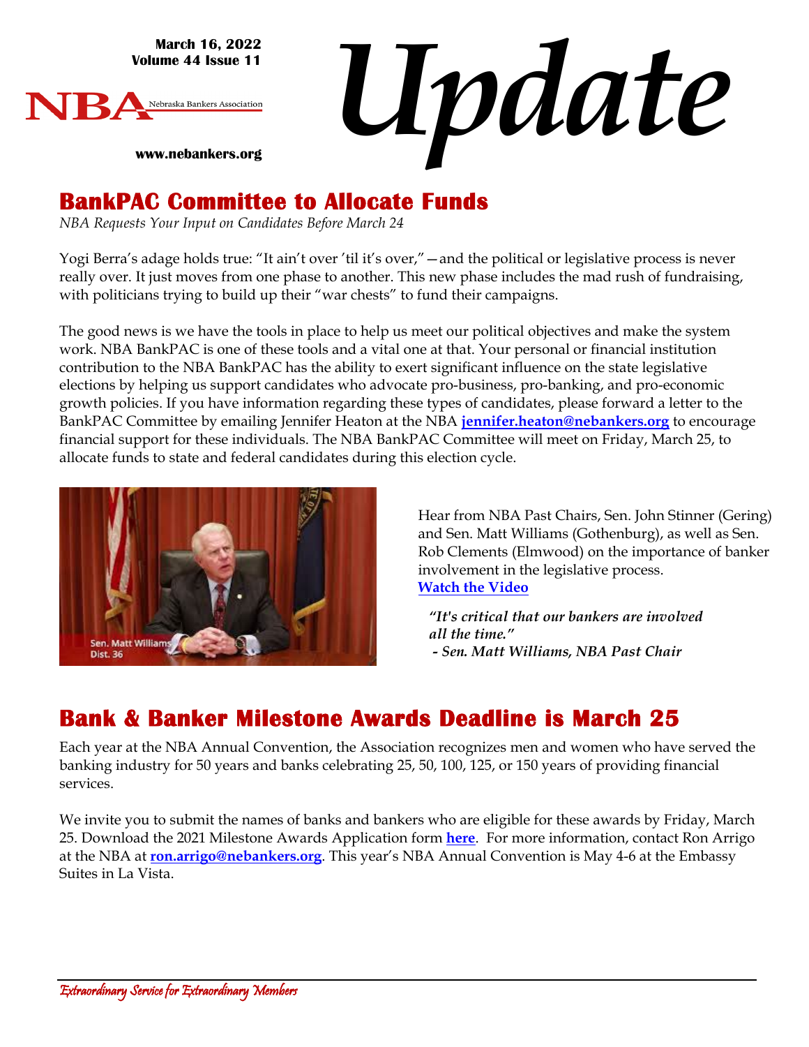March 16, 2022
Volume 44 Issue 11

NBA Nebraska Bankers Association

www.nebankers.org

# *Update*

## BankPAC Committee to Allocate Funds

*NBA Requests Your Input on Candidates Before March 24*

Yogi Berra's adage holds true: "It ain't over 'til it's over,"—and the political or legislative process is never really over. It just moves from one phase to another. This new phase includes the mad rush of fundraising, with politicians trying to build up their "war chests" to fund their campaigns.

The good news is we have the tools in place to help us meet our political objectives and make the system work. NBA BankPAC is one of these tools and a vital one at that. Your personal or financial institution contribution to the NBA BankPAC has the ability to exert significant influence on the state legislative elections by helping us support candidates who advocate pro-business, pro-banking, and pro-economic growth policies. If you have information regarding these types of candidates, please forward a letter to the BankPAC Committee by emailing Jennifer Heaton at the NBA **jennifer.heaton@nebankers.org** to encourage financial support for these individuals. The NBA BankPAC Committee will meet on Friday, March 25, to allocate funds to state and federal candidates during this election cycle.

Sen. Matt Williams
Dist. 36

Hear from NBA Past Chairs, Sen. John Stinner (Gering) and Sen. Matt Williams (Gothenburg), as well as Sen. Rob Clements (Elmwood) on the importance of banker involvement in the legislative process.
**Watch the Video**

***"It's critical that our bankers are involved all the time."***
***- Sen. Matt Williams, NBA Past Chair***

## Bank & Banker Milestone Awards Deadline is March 25

Each year at the NBA Annual Convention, the Association recognizes men and women who have served the banking industry for 50 years and banks celebrating 25, 50, 100, 125, or 150 years of providing financial services.

We invite you to submit the names of banks and bankers who are eligible for these awards by Friday, March 25. Download the 2021 Milestone Awards Application form **here**. For more information, contact Ron Arrigo at the NBA at **ron.arrigo@nebankers.org**. This year's NBA Annual Convention is May 4-6 at the Embassy Suites in La Vista.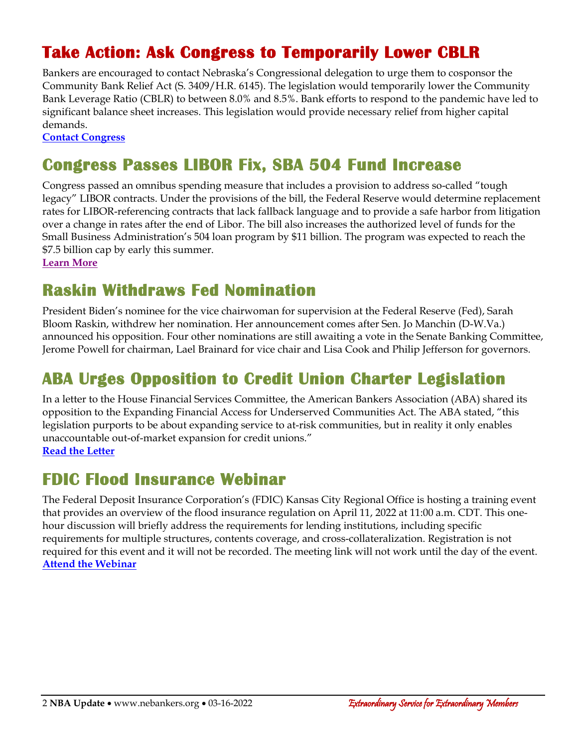## Take Action: Ask Congress to Temporarily Lower CBLR

Bankers are encouraged to contact Nebraska's Congressional delegation to urge them to cosponsor the Community Bank Relief Act (S. 3409/H.R. 6145). The legislation would temporarily lower the Community Bank Leverage Ratio (CBLR) to between 8.0% and 8.5%. Bank efforts to respond to the pandemic have led to significant balance sheet increases. This legislation would provide necessary relief from higher capital demands.

**Contact Congress**

## Congress Passes LIBOR Fix, SBA 504 Fund Increase

Congress passed an omnibus spending measure that includes a provision to address so-called "tough legacy" LIBOR contracts. Under the provisions of the bill, the Federal Reserve would determine replacement rates for LIBOR-referencing contracts that lack fallback language and to provide a safe harbor from litigation over a change in rates after the end of Libor. The bill also increases the authorized level of funds for the Small Business Administration's 504 loan program by $11 billion. The program was expected to reach the $7.5 billion cap by early this summer.

**Learn More**

## Raskin Withdraws Fed Nomination

President Biden's nominee for the vice chairwoman for supervision at the Federal Reserve (Fed), Sarah Bloom Raskin, withdrew her nomination. Her announcement comes after Sen. Jo Manchin (D-W.Va.) announced his opposition. Four other nominations are still awaiting a vote in the Senate Banking Committee, Jerome Powell for chairman, Lael Brainard for vice chair and Lisa Cook and Philip Jefferson for governors.

## ABA Urges Opposition to Credit Union Charter Legislation

In a letter to the House Financial Services Committee, the American Bankers Association (ABA) shared its opposition to the Expanding Financial Access for Underserved Communities Act. The ABA stated, "this legislation purports to be about expanding service to at-risk communities, but in reality it only enables unaccountable out-of-market expansion for credit unions."

**Read the Letter**

## FDIC Flood Insurance Webinar

The Federal Deposit Insurance Corporation's (FDIC) Kansas City Regional Office is hosting a training event that provides an overview of the flood insurance regulation on April 11, 2022 at 11:00 a.m. CDT. This one-hour discussion will briefly address the requirements for lending institutions, including specific requirements for multiple structures, contents coverage, and cross-collateralization. Registration is not required for this event and it will not be recorded. The meeting link will not work until the day of the event.

**Attend the Webinar**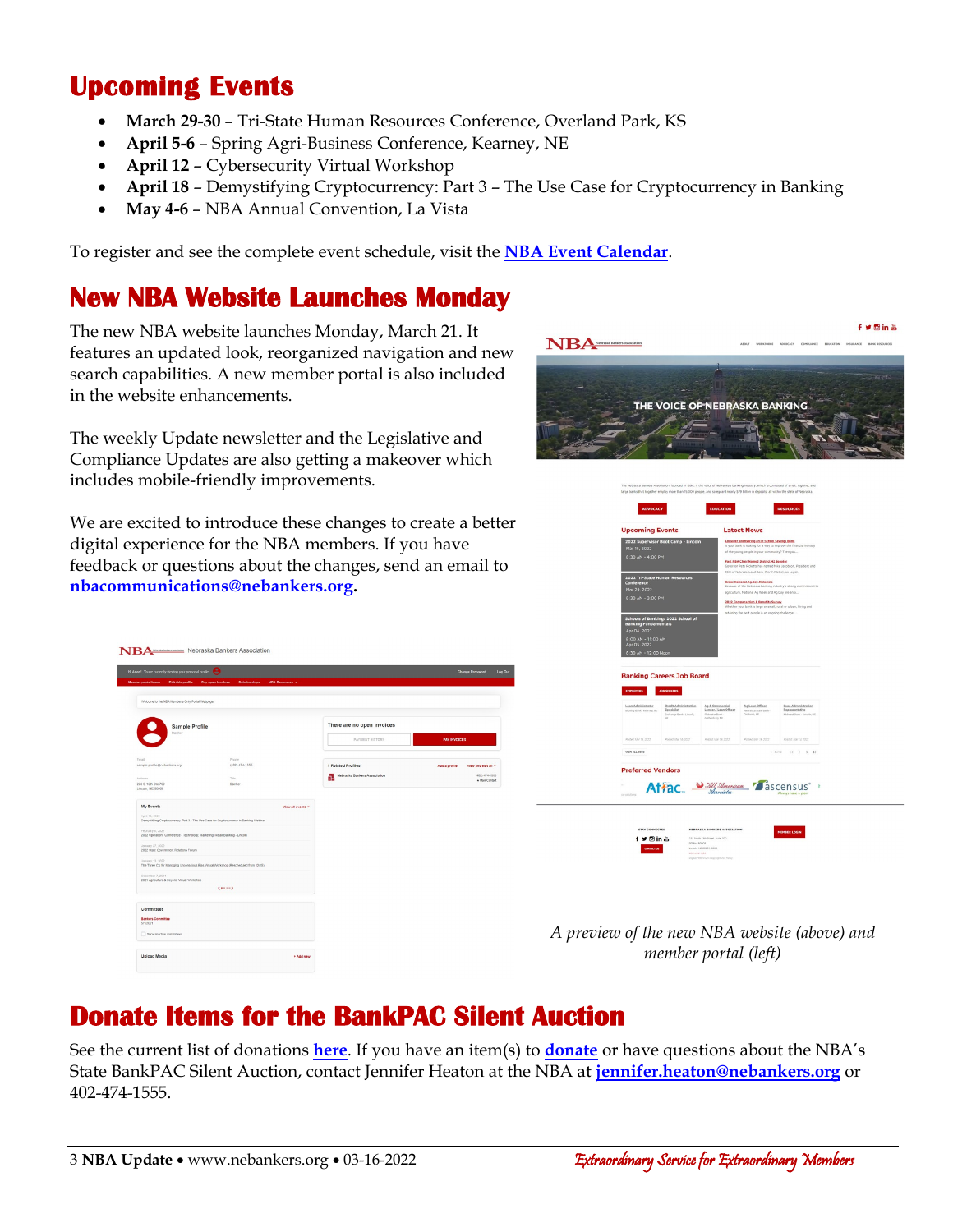# Upcoming Events

- **March 29-30** – Tri-State Human Resources Conference, Overland Park, KS
- **April 5-6** – Spring Agri-Business Conference, Kearney, NE
- **April 12** – Cybersecurity Virtual Workshop
- **April 18** – Demystifying Cryptocurrency: Part 3 – The Use Case for Cryptocurrency in Banking
- **May 4-6** – NBA Annual Convention, La Vista

To register and see the complete event schedule, visit the **NBA Event Calendar**.

# New NBA Website Launches Monday

The new NBA website launches Monday, March 21. It features an updated look, reorganized navigation and new search capabilities. A new member portal is also included in the website enhancements.

The weekly Update newsletter and the Legislative and Compliance Updates are also getting a makeover which includes mobile-friendly improvements.

We are excited to introduce these changes to create a better digital experience for the NBA members. If you have feedback or questions about the changes, send an email to **nbacommunications@nebankers.org**.

*A preview of the new NBA website (above) and member portal (left)*

# Donate Items for the BankPAC Silent Auction

See the current list of donations **here**. If you have an item(s) to **donate** or have questions about the NBA's State BankPAC Silent Auction, contact Jennifer Heaton at the NBA at **jennifer.heaton@nebankers.org** or 402-474-1555.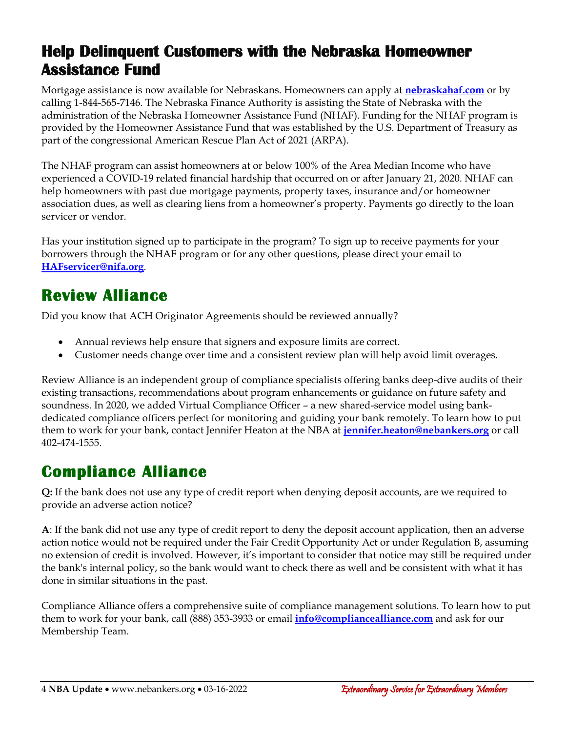## Help Delinquent Customers with the Nebraska Homeowner Assistance Fund

Mortgage assistance is now available for Nebraskans. Homeowners can apply at **nebraskahaf.com** or by calling 1-844-565-7146. The Nebraska Finance Authority is assisting the State of Nebraska with the administration of the Nebraska Homeowner Assistance Fund (NHAF). Funding for the NHAF program is provided by the Homeowner Assistance Fund that was established by the U.S. Department of Treasury as part of the congressional American Rescue Plan Act of 2021 (ARPA).

The NHAF program can assist homeowners at or below 100% of the Area Median Income who have experienced a COVID-19 related financial hardship that occurred on or after January 21, 2020. NHAF can help homeowners with past due mortgage payments, property taxes, insurance and/or homeowner association dues, as well as clearing liens from a homeowner's property. Payments go directly to the loan servicer or vendor.

Has your institution signed up to participate in the program? To sign up to receive payments for your borrowers through the NHAF program or for any other questions, please direct your email to **HAFservicer@nifa.org**.

## Review Alliance

Did you know that ACH Originator Agreements should be reviewed annually?

- Annual reviews help ensure that signers and exposure limits are correct.
- Customer needs change over time and a consistent review plan will help avoid limit overages.

Review Alliance is an independent group of compliance specialists offering banks deep-dive audits of their existing transactions, recommendations about program enhancements or guidance on future safety and soundness. In 2020, we added Virtual Compliance Officer – a new shared-service model using bank-dedicated compliance officers perfect for monitoring and guiding your bank remotely. To learn how to put them to work for your bank, contact Jennifer Heaton at the NBA at **jennifer.heaton@nebankers.org** or call 402-474-1555.

## Compliance Alliance

**Q:** If the bank does not use any type of credit report when denying deposit accounts, are we required to provide an adverse action notice?

**A**: If the bank did not use any type of credit report to deny the deposit account application, then an adverse action notice would not be required under the Fair Credit Opportunity Act or under Regulation B, assuming no extension of credit is involved. However, it's important to consider that notice may still be required under the bank's internal policy, so the bank would want to check there as well and be consistent with what it has done in similar situations in the past.

Compliance Alliance offers a comprehensive suite of compliance management solutions. To learn how to put them to work for your bank, call (888) 353-3933 or email **info@compliancealliance.com** and ask for our Membership Team.